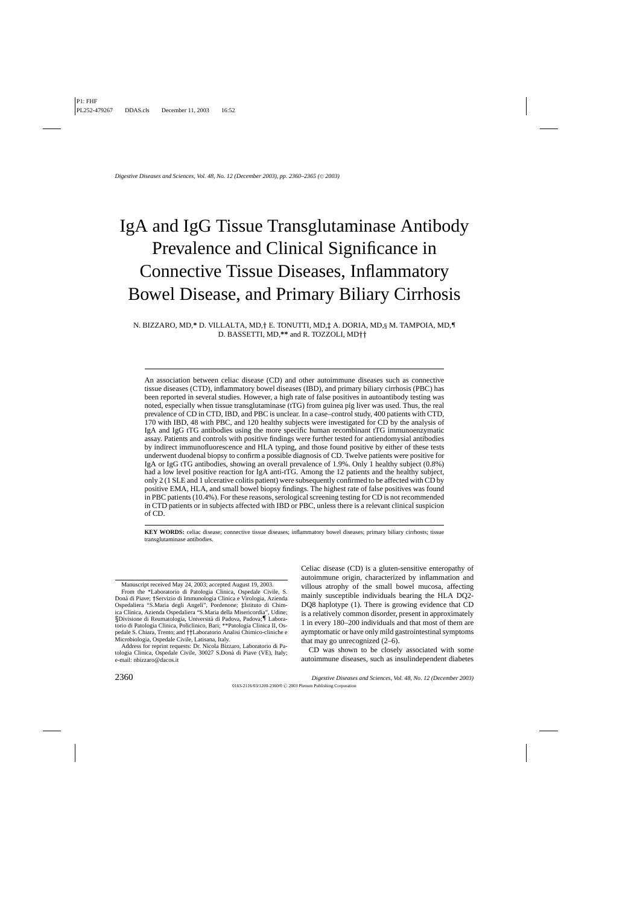# IgA and IgG Tissue Transglutaminase Antibody Prevalence and Clinical Significance in Connective Tissue Diseases, Inflammatory Bowel Disease, and Primary Biliary Cirrhosis

N. BIZZARO, MD,* D. VILLALTA, MD,† E. TONUTTI, MD,‡ A. DORIA, MD,§ M. TAMPOIA, MD,¶ D. BASSETTI, MD,** and R. TOZZOLI, MD††

An association between celiac disease (CD) and other autoimmune diseases such as connective tissue diseases (CTD), inflammatory bowel diseases (IBD), and primary biliary cirrhosis (PBC) has been reported in several studies. However, a high rate of false positives in autoantibody testing was noted, especially when tissue transglutaminase (tTG) from guinea pig liver was used. Thus, the real prevalence of CD in CTD, IBD, and PBC is unclear. In a case–control study, 400 patients with CTD, 170 with IBD, 48 with PBC, and 120 healthy subjects were investigated for CD by the analysis of IgA and IgG tTG antibodies using the more specific human recombinant tTG immunoenzymatic assay. Patients and controls with positive findings were further tested for antiendomysial antibodies by indirect immunofluorescence and HLA typing, and those found positive by either of these tests underwent duodenal biopsy to confirm a possible diagnosis of CD. Twelve patients were positive for IgA or IgG tTG antibodies, showing an overall prevalence of 1.9%. Only 1 healthy subject (0.8%) had a low level positive reaction for IgA anti-tTG. Among the 12 patients and the healthy subject, only 2 (1 SLE and 1 ulcerative colitis patient) were subsequently confirmed to be affected with CD by positive EMA, HLA, and small bowel biopsy findings. The highest rate of false positives was found in PBC patients (10.4%). For these reasons, serological screening testing for CD is not recommended in CTD patients or in subjects affected with IBD or PBC, unless there is a relevant clinical suspicion of CD.

**KEY WORDS:** celiac disease; connective tissue diseases; inflammatory bowel diseases; primary biliary cirrhosis; tissue transglutaminase antibodies.

Celiac disease (CD) is a gluten-sensitive enteropathy of autoimmune origin, characterized by inflammation and villous atrophy of the small bowel mucosa, affecting mainly susceptible individuals bearing the HLA DQ2-DQ8 haplotype (1). There is growing evidence that CD is a relatively common disorder, present in approximately 1 in every 180–200 individuals and that most of them are asymptomatic or have only mild gastrointestinal symptoms that may go unrecognized (2–6).

CD was shown to be closely associated with some autoimmune diseases, such as insulindependent diabetes

---

Manuscript received May 24, 2003; accepted August 19, 2003.

From the *Laboratorio di Patologia Clinica, Ospedale Civile, S. Donà di Piave; †Servizio di Immunologia Clinica e Virologia, Azienda Ospedaliera "S.Maria degli Angeli", Pordenone; ‡Istituto di Chimica Clinica, Azienda Ospedaliera "S.Maria della Misericordia", Udine; §Divisione di Reumatologia, Università di Padova, Padova;¶ Laboratorio di Patologia Clinica, Policlinico, Bari; **Patologia Clinica II, Ospedale S. Chiara, Trento; and ††Laboratorio Analisi Chimico-cliniche e Microbiologia, Ospedale Civile, Latisana, Italy.

Address for reprint requests: Dr. Nicola Bizzaro, Laboratorio di Patologia Clinica, Ospedale Civile, 30027 S.Donà di Piave (VE), Italy; e-mail: nbizzaro@dacos.it

0163-2116/03/1200-2360/0 © 2003 Plenum Publishing Corporation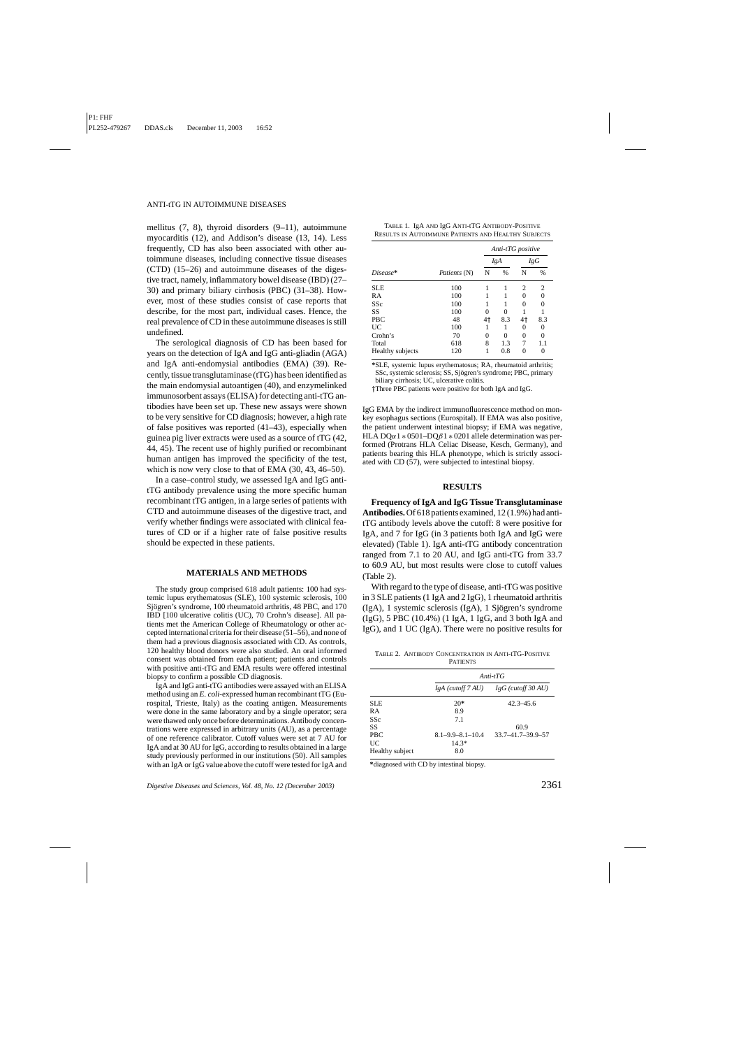mellitus (7, 8), thyroid disorders (9–11), autoimmune myocarditis (12), and Addison's disease (13, 14). Less frequently, CD has also been associated with other autoimmune diseases, including connective tissue diseases (CTD) (15–26) and autoimmune diseases of the digestive tract, namely, inflammatory bowel disease (IBD) (27–30) and primary biliary cirrhosis (PBC) (31–38). However, most of these studies consist of case reports that describe, for the most part, individual cases. Hence, the real prevalence of CD in these autoimmune diseases is still undefined.

The serological diagnosis of CD has been based for years on the detection of IgA and IgG anti-gliadin (AGA) and IgA anti-endomysial antibodies (EMA) (39). Recently, tissue transglutaminase (tTG) has been identified as the main endomysial autoantigen (40), and enzymelinked immunosorbent assays (ELISA) for detecting anti-tTG antibodies have been set up. These new assays were shown to be very sensitive for CD diagnosis; however, a high rate of false positives was reported (41–43), especially when guinea pig liver extracts were used as a source of tTG (42, 44, 45). The recent use of highly purified or recombinant human antigen has improved the specificity of the test, which is now very close to that of EMA (30, 43, 46–50).

In a case–control study, we assessed IgA and IgG anti-tTG antibody prevalence using the more specific human recombinant tTG antigen, in a large series of patients with CTD and autoimmune diseases of the digestive tract, and verify whether findings were associated with clinical features of CD or if a higher rate of false positive results should be expected in these patients.

## MATERIALS AND METHODS

The study group comprised 618 adult patients: 100 had systemic lupus erythematosus (SLE), 100 systemic sclerosis, 100 Sjögren's syndrome, 100 rheumatoid arthritis, 48 PBC, and 170 IBD [100 ulcerative colitis (UC), 70 Crohn's disease]. All patients met the American College of Rheumatology or other accepted international criteria for their disease (51–56), and none of them had a previous diagnosis associated with CD. As controls, 120 healthy blood donors were also studied. An oral informed consent was obtained from each patient; patients and controls with positive anti-tTG and EMA results were offered intestinal biopsy to confirm a possible CD diagnosis.

IgA and IgG anti-tTG antibodies were assayed with an ELISA method using an *E. coli*-expressed human recombinant tTG (Eurospital, Trieste, Italy) as the coating antigen. Measurements were done in the same laboratory and by a single operator; sera were thawed only once before determinations. Antibody concentrations were expressed in arbitrary units (AU), as a percentage of one reference calibrator. Cutoff values were set at 7 AU for IgA and at 30 AU for IgG, according to results obtained in a large study previously performed in our institutions (50). All samples with an IgA or IgG value above the cutoff were tested for IgA and IgG EMA by the indirect immunofluorescence method on monkey esophagus sections (Eurospital). If EMA was also positive, the patient underwent intestinal biopsy; if EMA was negative, HLA DQ$\alpha$1 * 0501–DQ$\beta$1 * 0201 allele determination was performed (Protrans HLA Celiac Disease, Kesch, Germany), and patients bearing this HLA phenotype, which is strictly associated with CD (57), were subjected to intestinal biopsy.

## RESULTS

**Frequency of IgA and IgG Tissue Transglutaminase Antibodies.** Of 618 patients examined, 12 (1.9%) had anti-tTG antibody levels above the cutoff: 8 were positive for IgA, and 7 for IgG (in 3 patients both IgA and IgG were elevated) (Table 1). IgA anti-tTG antibody concentration ranged from 7.1 to 20 AU, and IgG anti-tTG from 33.7 to 60.9 AU, but most results were close to cutoff values (Table 2).

With regard to the type of disease, anti-tTG was positive in 3 SLE patients (1 IgA and 2 IgG), 1 rheumatoid arthritis (IgA), 1 systemic sclerosis (IgA), 1 Sjögren's syndrome (IgG), 5 PBC (10.4%) (1 IgA, 1 IgG, and 3 both IgA and IgG), and 1 UC (IgA). There were no positive results for

TABLE 1. IgA AND IgG ANTI-tTG ANTIBODY-POSITIVE RESULTS IN AUTOIMMUNE PATIENTS AND HEALTHY SUBJECTS

| | | *Anti-tTG positive* | | | |
|---|---|---|---|---|---|
| | | *IgA* | | *IgG* | |
| *Disease** | *Patients* (N) | N | % | N | % |
| SLE | 100 | 1 | 1 | 2 | 2 |
| RA | 100 | 1 | 1 | 0 | 0 |
| SSc | 100 | 1 | 1 | 0 | 0 |
| SS | 100 | 0 | 0 | 1 | 1 |
| PBC | 48 | 4† | 8.3 | 4† | 8.3 |
| UC | 100 | 1 | 1 | 0 | 0 |
| Crohn's | 70 | 0 | 0 | 0 | 0 |
| Total | 618 | 8 | 1.3 | 7 | 1.1 |
| Healthy subjects | 120 | 1 | 0.8 | 0 | 0 |

*SLE, systemic lupus erythematosus; RA, rheumatoid arthritis; SSc, systemic sclerosis; SS, Sjögren's syndrome; PBC, primary biliary cirrhosis; UC, ulcerative colitis.
†Three PBC patients were positive for both IgA and IgG.

TABLE 2. ANTIBODY CONCENTRATION IN ANTI-tTG-POSITIVE PATIENTS

| | *Anti-tTG* | |
|---|---|---|
| | *IgA (cutoff 7 AU)* | *IgG (cutoff 30 AU)* |
| SLE | 20* | 42.3–45.6 |
| RA | 8.9 | |
| SSc | 7.1 | |
| SS | | 60.9 |
| PBC | 8.1–9.9–8.1–10.4 | 33.7–41.7–39.9–57 |
| UC | 14.3* | |
| Healthy subject | 8.0 | |

*diagnosed with CD by intestinal biopsy.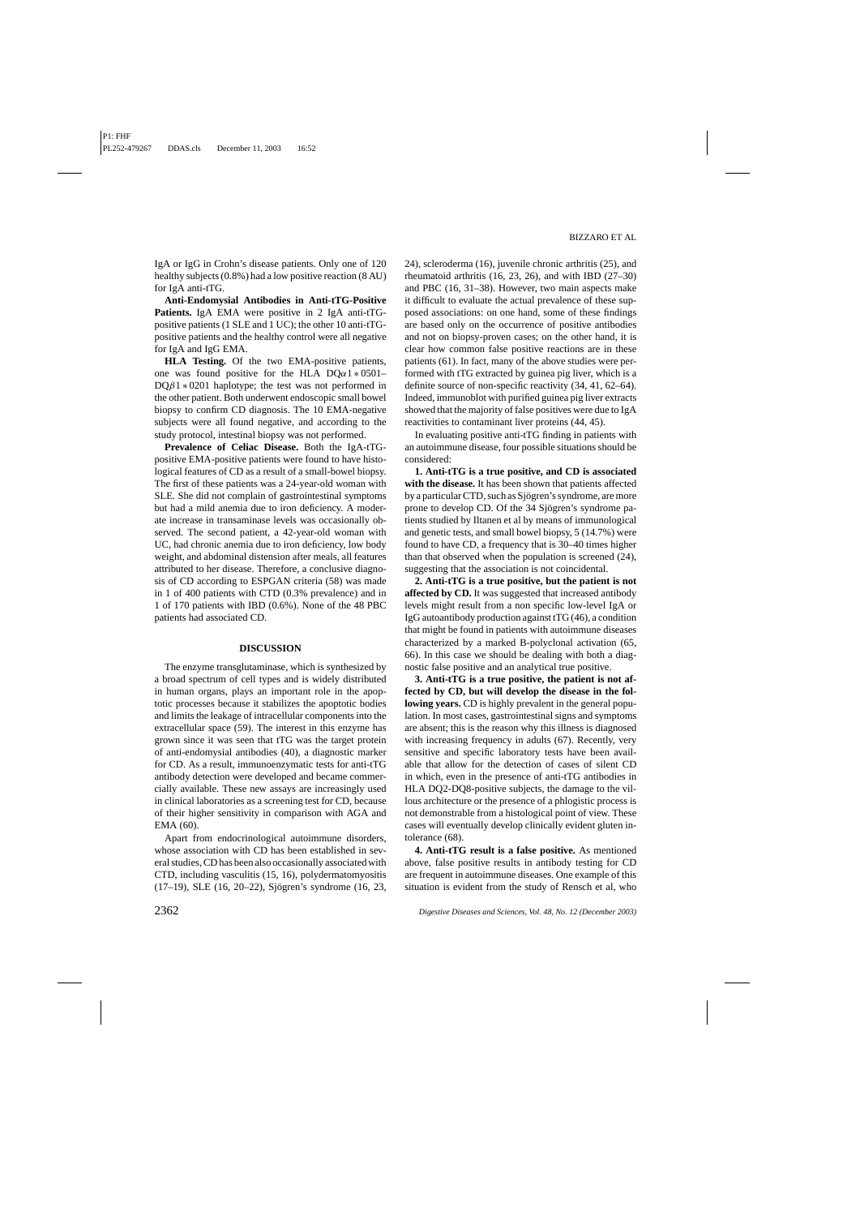IgA or IgG in Crohn's disease patients. Only one of 120 healthy subjects (0.8%) had a low positive reaction (8 AU) for IgA anti-tTG.

**Anti-Endomysial Antibodies in Anti-tTG-Positive Patients.** IgA EMA were positive in 2 IgA anti-tTG-positive patients (1 SLE and 1 UC); the other 10 anti-tTG-positive patients and the healthy control were all negative for IgA and IgG EMA.

**HLA Testing.** Of the two EMA-positive patients, one was found positive for the HLA DQ$\alpha$1 $*$ 0501–DQ$\beta$1 $*$ 0201 haplotype; the test was not performed in the other patient. Both underwent endoscopic small bowel biopsy to confirm CD diagnosis. The 10 EMA-negative subjects were all found negative, and according to the study protocol, intestinal biopsy was not performed.

**Prevalence of Celiac Disease.** Both the IgA-tTG-positive EMA-positive patients were found to have histological features of CD as a result of a small-bowel biopsy. The first of these patients was a 24-year-old woman with SLE. She did not complain of gastrointestinal symptoms but had a mild anemia due to iron deficiency. A moderate increase in transaminase levels was occasionally observed. The second patient, a 42-year-old woman with UC, had chronic anemia due to iron deficiency, low body weight, and abdominal distension after meals, all features attributed to her disease. Therefore, a conclusive diagnosis of CD according to ESPGAN criteria (58) was made in 1 of 400 patients with CTD (0.3% prevalence) and in 1 of 170 patients with IBD (0.6%). None of the 48 PBC patients had associated CD.

## DISCUSSION

The enzyme transglutaminase, which is synthesized by a broad spectrum of cell types and is widely distributed in human organs, plays an important role in the apoptotic processes because it stabilizes the apoptotic bodies and limits the leakage of intracellular components into the extracellular space (59). The interest in this enzyme has grown since it was seen that tTG was the target protein of anti-endomysial antibodies (40), a diagnostic marker for CD. As a result, immunoenzymatic tests for anti-tTG antibody detection were developed and became commercially available. These new assays are increasingly used in clinical laboratories as a screening test for CD, because of their higher sensitivity in comparison with AGA and EMA (60).

Apart from endocrinological autoimmune disorders, whose association with CD has been established in several studies, CD has been also occasionally associated with CTD, including vasculitis (15, 16), polydermatomyositis (17–19), SLE (16, 20–22), Sjögren's syndrome (16, 23, 24), scleroderma (16), juvenile chronic arthritis (25), and rheumatoid arthritis (16, 23, 26), and with IBD (27–30) and PBC (16, 31–38). However, two main aspects make it difficult to evaluate the actual prevalence of these supposed associations: on one hand, some of these findings are based only on the occurrence of positive antibodies and not on biopsy-proven cases; on the other hand, it is clear how common false positive reactions are in these patients (61). In fact, many of the above studies were performed with tTG extracted by guinea pig liver, which is a definite source of non-specific reactivity (34, 41, 62–64). Indeed, immunoblot with purified guinea pig liver extracts showed that the majority of false positives were due to IgA reactivities to contaminant liver proteins (44, 45).

In evaluating positive anti-tTG finding in patients with an autoimmune disease, four possible situations should be considered:

**1. Anti-tTG is a true positive, and CD is associated with the disease.** It has been shown that patients affected by a particular CTD, such as Sjögren's syndrome, are more prone to develop CD. Of the 34 Sjögren's syndrome patients studied by Iltanen et al by means of immunological and genetic tests, and small bowel biopsy, 5 (14.7%) were found to have CD, a frequency that is 30–40 times higher than that observed when the population is screened (24), suggesting that the association is not coincidental.

**2. Anti-tTG is a true positive, but the patient is not affected by CD.** It was suggested that increased antibody levels might result from a non specific low-level IgA or IgG autoantibody production against tTG (46), a condition that might be found in patients with autoimmune diseases characterized by a marked B-polyclonal activation (65, 66). In this case we should be dealing with both a diagnostic false positive and an analytical true positive.

**3. Anti-tTG is a true positive, the patient is not affected by CD, but will develop the disease in the following years.** CD is highly prevalent in the general population. In most cases, gastrointestinal signs and symptoms are absent; this is the reason why this illness is diagnosed with increasing frequency in adults (67). Recently, very sensitive and specific laboratory tests have been available that allow for the detection of cases of silent CD in which, even in the presence of anti-tTG antibodies in HLA DQ2-DQ8-positive subjects, the damage to the villous architecture or the presence of a phlogistic process is not demonstrable from a histological point of view. These cases will eventually develop clinically evident gluten intolerance (68).

**4. Anti-tTG result is a false positive.** As mentioned above, false positive results in antibody testing for CD are frequent in autoimmune diseases. One example of this situation is evident from the study of Rensch et al, who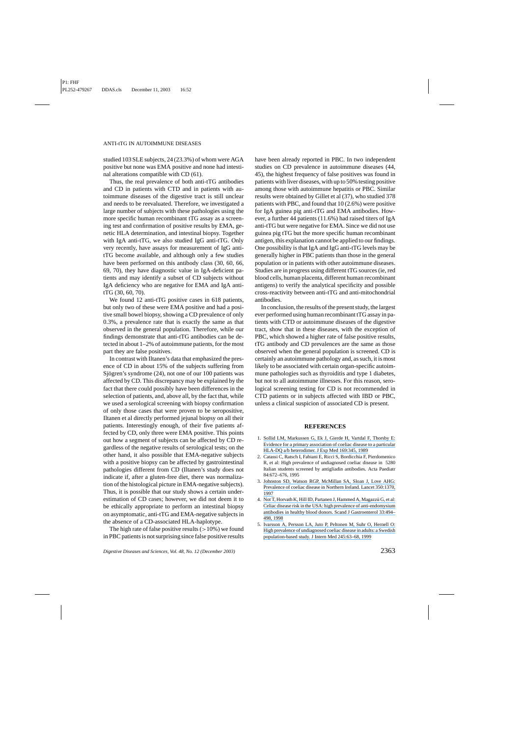studied 103 SLE subjects, 24 (23.3%) of whom were AGA positive but none was EMA positive and none had intestinal alterations compatible with CD (61).

Thus, the real prevalence of both anti-tTG antibodies and CD in patients with CTD and in patients with autoimmune diseases of the digestive tract is still unclear and needs to be reevaluated. Therefore, we investigated a large number of subjects with these pathologies using the more specific human recombinant tTG assay as a screening test and confirmation of positive results by EMA, genetic HLA determination, and intestinal biopsy. Together with IgA anti-tTG, we also studied IgG anti-tTG. Only very recently, have assays for measurement of IgG anti-tTG become available, and although only a few studies have been performed on this antibody class (30, 60, 66, 69, 70), they have diagnostic value in IgA-deficient patients and may identify a subset of CD subjects without IgA deficiency who are negative for EMA and IgA anti-tTG (30, 60, 70).

We found 12 anti-tTG positive cases in 618 patients, but only two of these were EMA positive and had a positive small bowel biopsy, showing a CD prevalence of only 0.3%, a prevalence rate that is exactly the same as that observed in the general population. Therefore, while our findings demonstrate that anti-tTG antibodies can be detected in about 1–2% of autoimmune patients, for the most part they are false positives.

In contrast with Iltanen's data that emphasized the presence of CD in about 15% of the subjects suffering from Sjögren's syndrome (24), not one of our 100 patients was affected by CD. This discrepancy may be explained by the fact that there could possibly have been differences in the selection of patients, and, above all, by the fact that, while we used a serological screening with biopsy confirmation of only those cases that were proven to be seropositive, Iltanen et al directly performed jejunal biopsy on all their patients. Interestingly enough, of their five patients affected by CD, only three were EMA positive. This points out how a segment of subjects can be affected by CD regardless of the negative results of serological tests; on the other hand, it also possible that EMA-negative subjects with a positive biopsy can be affected by gastrointestinal pathologies different from CD (Iltanen's study does not indicate if, after a gluten-free diet, there was normalization of the histological picture in EMA-negative subjects). Thus, it is possible that our study shows a certain underestimation of CD cases; however, we did not deem it to be ethically appropriate to perform an intestinal biopsy on asymptomatic, anti-tTG and EMA-negative subjects in the absence of a CD-associated HLA-haplotype.

The high rate of false positive results (>10%) we found in PBC patients is not surprising since false positive results have been already reported in PBC. In two independent studies on CD prevalence in autoimmune diseases (44, 45), the highest frequency of false positives was found in patients with liver diseases, with up to 50% testing positive among those with autoimmune hepatitis or PBC. Similar results were obtained by Gillet et al (37), who studied 378 patients with PBC, and found that 10 (2.6%) were positive for IgA guinea pig anti-tTG and EMA antibodies. However, a further 44 patients (11.6%) had raised titers of IgA anti-tTG but were negative for EMA. Since we did not use guinea pig tTG but the more specific human recombinant antigen, this explanation cannot be applied to our findings. One possibility is that IgA and IgG anti-tTG levels may be generally higher in PBC patients than those in the general population or in patients with other autoimmune diseases. Studies are in progress using different tTG sources (ie, red blood cells, human placenta, different human recombinant antigens) to verify the analytical specificity and possible cross-reactivity between anti-tTG and anti-mitochondrial antibodies.

In conclusion, the results of the present study, the largest ever performed using human recombinant tTG assay in patients with CTD or autoimmune diseases of the digestive tract, show that in these diseases, with the exception of PBC, which showed a higher rate of false positive results, tTG antibody and CD prevalences are the same as those observed when the general population is screened. CD is certainly an autoimmune pathology and, as such, it is most likely to be associated with certain organ-specific autoimmune pathologies such as thyroiditis and type 1 diabetes, but not to all autoimmune illnesses. For this reason, serological screening testing for CD is not recommended in CTD patients or in subjects affected with IBD or PBC, unless a clinical suspicion of associated CD is present.

## REFERENCES

1. Sollid LM, Markussen G, Ek J, Gierde H, Vartdal F, Thorsby E: Evidence for a primary association of coeliac disease to a particular HLA-DQ a/b heterodimer. J Exp Med 169:345, 1989
2. Catassi C, Ratsch I, Fabiani E, Ricci S, Bordicchia F, Pierdomenico R, et al: High prevalence of undiagnosed coeliac disease in 5280 Italian students screened by antigliadin antibodies. Acta Paediatr 84:672–676, 1995
3. Johnston SD, Watson RGP, McMillan SA, Sloan J, Love AHG: Prevalence of coeliac disease in Northern Ireland. Lancet 350:1370, 1997
4. Not T, Horvath K, Hill ID, Partanen J, Hammed A, Magazzù G, et al: Celiac disease risk in the USA: high prevalence of anti-endomysium antibodies in healthy blood donors. Scand J Gastroenterol 33:494–498, 1998
5. Ivarsson A, Persson LA, Juto P, Peltonen M, Suhr O, Hernell O: High prevalence of undiagnosed coeliac disease in adults: a Swedish population-based study. J Intern Med 245:63–68, 1999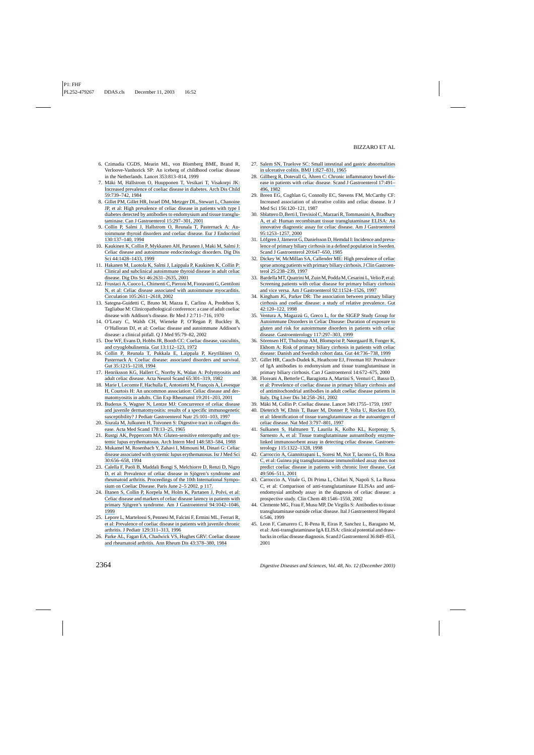6. Czimadia CGDS, Mearin ML, von Blomberg BME, Brand R, Verloove-Vanhorick SP: An iceberg of childhood coeliac disease in the Netherlands. Lancet 353:813–814, 1999
7. Mäki M, Hällstrom O, Huupponen T, Vesikari T, Visakorpi JK: Increased prevalence of coeliac disease in diabetes. Arch Dis Child 59:739–742, 1984
8. Gillet PM, Gillet HR, Israel DM, Metzger DL, Stewart L, Chanoine JP, et al: High prevalence of celiac disease in patients with type I diabetes detected by antibodies to endomysium and tissue transglutaminase. Can J Gastroenterol 15:297–301, 2001
9. Collin P, Salmi J, Hallstrom O, Reunala T, Pasternack A: Autoimmune thyroid disorders and coeliac disease. Eur J Endocrinol 130:137–140, 1994
10. Kaukinen K, Collin P, Mykkanen AH, Partanen J, Maki M, Salmi J: Celiac disease and autoimmune endocrinologic disorders. Dig Dis Sci 44:1428–1433, 1999
11. Hakanen M, Luotola K, Salmi J, Laippala P, Kaukinen K, Collin P: Clinical and subclinical autoimmune thyroid disease in adult celiac disease. Dig Dis Sci 46:2631–2635, 2001
12. Frustaci A, Cuoco L, Chimenti C, Pieroni M, Fioravanti G, Gentiloni N, et al: Celiac disease associated with autoimmune myocarditis. Circulation 105:2611–2618, 2002
13. Sategna-Guidetti C, Bruno M, Mazza E, Carlino A, Predebon S, Tagliabue M: Clinicopathological conference: a case of adult coeliac disease with Addison's disease. Br Med J 2:711–716, 1970
14. O'Leary C, Walsh CH, Wieneke P, O'Regan P, Buckley B, O'Halloran DJ, et al: Coeliac disease and autoimmune Addison's disease: a clinical pitfall. Q J Med 95:79–82, 2002
15. Doe WF, Evans D, Hobbs JR, Booth CC: Coeliac disease, vasculitis, and cryoglobulinemia. Gut 13:112–123, 1972
16. Collin P, Reunala T, Pukkala E, Laippala P, Keyriläinen O, Pasternack A: Coeliac disease: associated disorders and survival. Gut 35:1215–1218, 1994
17. Henriksson KG, Hallert C, Norrby K, Walan A: Polymyositis and adult celiac disease. Acta Neurol Scand 65:301–319, 1982
18. Marie I, Lecomte F, Hachulla E, Antonietti M, François A, Levesque H, Courtois H: An uncommon association: Celiac disease and dermatomyositis in adults. Clin Exp Rheumatol 19:201–203, 2001
19. Buderus S, Wagner N, Lentze MJ: Concurrence of celiac disease and juvenile dermatomyositis: results of a specific immunogenetic susceptibility? J Pediatr Gastroenterol Nutr 25:101–103, 1997
20. Siurala M, Julkunen H, Toivonen S: Digestive tract in collagen disease. Acta Med Scand 178:13–25, 1965
21. Rustgi AK, Peppercorn MA: Gluten-sensitive enteropathy and systemic lupus erythematosus. Arch Intern Med 148:583–584, 1988
22. Mukamel M, Rosenbach Y, Zahavi I, Mimouni M, Dinari G: Celiac disease associated with systemic lupus erythematosus. Isr J Med Sci 30:656–658, 1994
23. Calella F, Paoli B, Maddali Bongi S, Melchiorre D, Renzi D, Nigro D, et al: Prevalence of celiac disease in Sjögren's syndrome and rheumatoid arthritis. Proceedings of the 10th International Symposium on Coeliac Disease. Paris June 2–5 2002. p 117.
24. Iltanen S, Collin P, Korpela M, Holm K, Partanen J, Polvi, et al: Celiac disease and markers of celiac disease latency in patients with primary Sjögren's syndrome. Am J Gastroenterol 94:1042–1046, 1999
25. Lepore L, Martelossi S, Pennesi M, Falcini F, Ermini ML, Ferrari R, et al: Prevalence of coeliac disease in patients with juvenile chronic arthritis. J Pediatr 129:311–313, 1996
26. Parke AL, Fagan EA, Chadwick VS, Hughes GRV: Coeliac disease and rheumatoid arthritis. Ann Rheum Dis 43:378–380, 1984
27. Salem SN, Truelove SC: Small intestinal and gastric abnormalities in ulcerative colitis. BMJ 1:827–831, 1965
28. Gillberg R, Dotevall G, Åhren C: Chronic inflammatory bowel disease in patients with celiac disease. Scand J Gastroenterol 17:491–496, 1982
29. Breen EG, Coghlan G, Connolly EC, Stevens FM, McCarthy CF: Increased association of ulcerative colitis and celiac disease. Ir J Med Sci 156:120–121, 1987
30. Sblattero D, Berti I, Trevisiol C, Marzari R, Tommassini A, Bradbury A, et al: Human recombinant tissue transglutaminase ELISA: An innovative diagnostic assay for celiac disease. Am J Gastroenterol 95:1253–1257, 2000
31. Löfgren J, Järnerot G, Danielsson D, Hemdal I: Incidence and prevalence of primary biliary cirrhosis in a defined population in Sweden. Scand J Gastroenterol 20:647–650, 1985
32. Dickey W, McMillan SA, Callender ME: High prevalence of celiac sprue among patients with primary biliary cirrhosis. J Clin Gastroenterol 25:238–239, 1997
33. Bardella MT, Quatrini M, Zuin M, Podda M, Cesarini L, Velio P, et al: Screening patients with celiac disease for primary biliary cirrhosis and vice versa. Am J Gastroenterol 92:11524–1526, 1997
34. Kingham JG, Parker DR: The association between primary biliary cirrhosis and coeliac disease: a study of relative prevalence. Gut 42:120–122, 1998
35. Ventura A, Magazzù G, Greco L, for the SIGEP Study Group for Autoimmune Disorders in Celiac Disease: Duration of exposure to gluten and risk for autoimmune disorders in patients with celiac disease. Gastroenterology 117:297–303, 1999
36. Sörensen HT, Thulstrup AM, Blomqvist P, Nøorgaard B, Fonger K, Ekbom A: Risk of primary biliary cirrhosis in patients with celiac disease: Danish and Swedish cohort data. Gut 44:736–738, 1999
37. Gillet HR, Cauch-Dudek K, Heathcote EJ, Freeman HJ: Prevalence of IgA antibodies to endomysium and tissue transglutaminase in primary biliary cirrhosis. Can J Gastroenterol 14:672–675, 2000
38. Floreani A, Betterle C, Baragiotta A, Martini S, Venturi C, Basso D, et al: Prevelence of coeliac disease in primary biliary cirrhosis and of antimitochondrial antibodies in adult coeliac disease patients in Italy. Dig Liver Dis 34:258–261, 2002
39. Mäki M, Collin P: Coeliac disease. Lancet 349:1755–1759, 1997
40. Dieterich W, Ehnis T, Bauer M, Donner P, Volta U, Riecken EO, et al: Identification of tissue transglutaminase as the autoantigen of celiac disease. Nat Med 3:797–801, 1997
41. Sulkanen S, Halttunen T, Laurila K, Kolho KL, Korponay S, Sarnesto A, et al: Tissue transglutaminase autoantibody enzyme-linked immunosorbent assay in detecting celiac disease. Gastroenterology 115:1322–1328, 1998
42. Carroccio A, Giannitrapani L, Soresi M, Not T, Iacono G, Di Rosa C, et al: Guinea pig transglutaminase immunolinked assay does not predict coeliac disease in patients with chronic liver disease. Gut 49:506–511, 2001
43. Carroccio A, Vitale G, Di Prima L, Chifari N, Napoli S, La Russa C, et al: Comparison of anti-transglutaminase ELISAs and anti-endomysial antibody assay in the diagnosis of celiac disease: a prospective study. Clin Chem 48:1546–1550, 2002
44. Clemente MG, Frau F, Musu MP, De Virgilis S: Antibodies to tissue transglutaminase outside celiac disease. Ital J Gastroenterol Hepatol 6:546, 1999
45. Leon F, Camarero C, R-Pena R, Eiras P, Sanchez L, Baragano M, et al: Anti-transglutaminase IgA ELISA: clinical potential and drawbacks in celiac disease diagnosis. Scand J Gastroenterol 36:849–853, 2001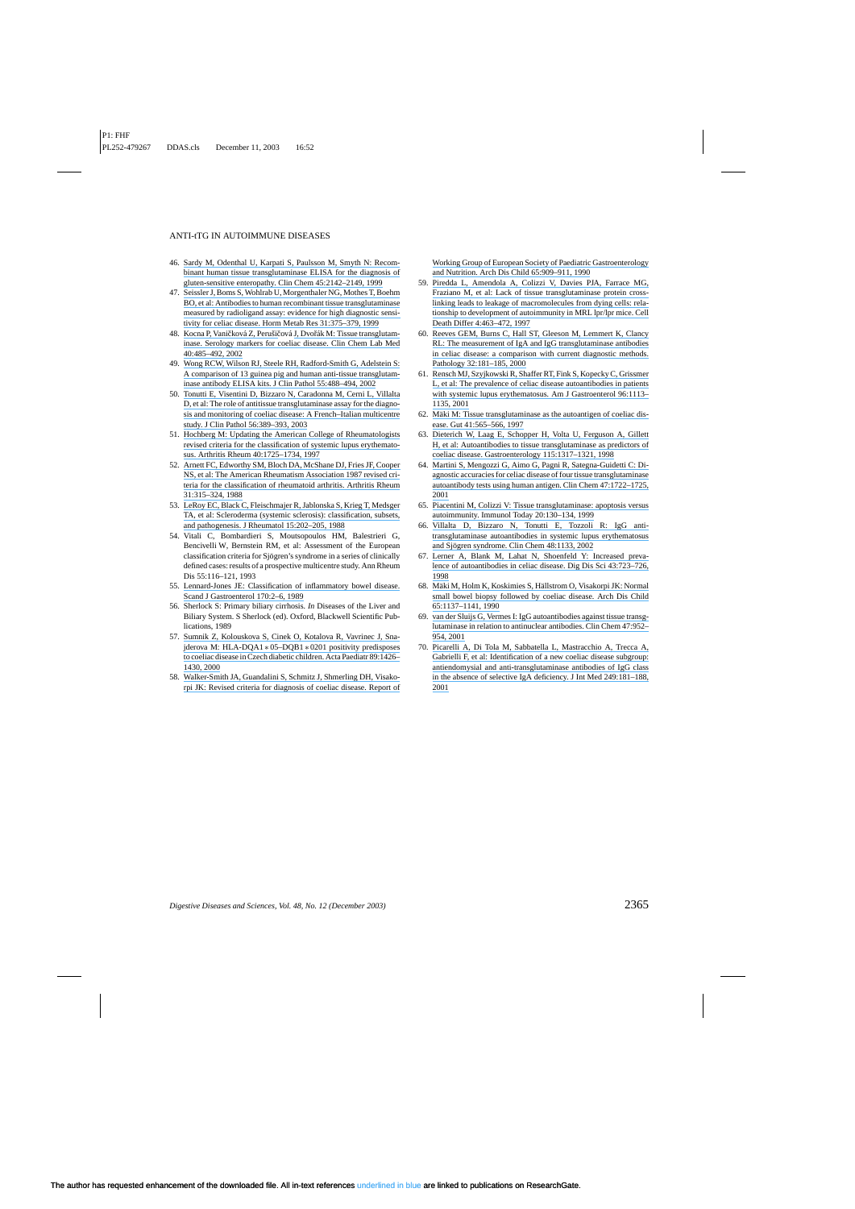46. Sardy M, Odenthal U, Karpati S, Paulsson M, Smyth N: Recombinant human tissue transglutaminase ELISA for the diagnosis of gluten-sensitive enteropathy. Clin Chem 45:2142–2149, 1999
47. Seissler J, Boms S, Wohlrab U, Morgenthaler NG, Mothes T, Boehm BO, et al: Antibodies to human recombinant tissue transglutaminase measured by radioligand assay: evidence for high diagnostic sensitivity for celiac disease. Horm Metab Res 31:375–379, 1999
48. Kocna P, Vaničková Z, Perušičová J, Dvořák M: Tissue transglutaminase. Serology markers for coeliac disease. Clin Chem Lab Med 40:485–492, 2002
49. Wong RCW, Wilson RJ, Steele RH, Radford-Smith G, Adelstein S: A comparison of 13 guinea pig and human anti-tissue transglutaminase antibody ELISA kits. J Clin Pathol 55:488–494, 2002
50. Tonutti E, Visentini D, Bizzaro N, Caradonna M, Cerni L, Villalta D, et al: The role of antitissue transglutaminase assay for the diagnosis and monitoring of coeliac disease: A French–Italian multicentre study. J Clin Pathol 56:389–393, 2003
51. Hochberg M: Updating the American College of Rheumatologists revised criteria for the classification of systemic lupus erythematosus. Arthritis Rheum 40:1725–1734, 1997
52. Arnett FC, Edworthy SM, Bloch DA, McShane DJ, Fries JF, Cooper NS, et al: The American Rheumatism Association 1987 revised criteria for the classification of rheumatoid arthritis. Arthritis Rheum 31:315–324, 1988
53. LeRoy EC, Black C, Fleischmajer R, Jablonska S, Krieg T, Medsger TA, et al: Scleroderma (systemic sclerosis): classification, subsets, and pathogenesis. J Rheumatol 15:202–205, 1988
54. Vitali C, Bombardieri S, Moutsopoulos HM, Balestrieri G, Bencivelli W, Bernstein RM, et al: Assessment of the European classification criteria for Sjögren's syndrome in a series of clinically defined cases: results of a prospective multicentre study. Ann Rheum Dis 55:116–121, 1993
55. Lennard-Jones JE: Classification of inflammatory bowel disease. Scand J Gastroenterol 170:2–6, 1989
56. Sherlock S: Primary biliary cirrhosis. *In* Diseases of the Liver and Biliary System. S Sherlock (ed). Oxford, Blackwell Scientific Publications, 1989
57. Sumnik Z, Kolouskova S, Cinek O, Kotalova R, Vavrinec J, Snajderova M: HLA-DQA1 ∗ 05–DQB1 ∗ 0201 positivity predisposes to coeliac disease in Czech diabetic children. Acta Paediatr 89:1426–1430, 2000
58. Walker-Smith JA, Guandalini S, Schmitz J, Shmerling DH, Visakorpi JK: Revised criteria for diagnosis of coeliac disease. Report of Working Group of European Society of Paediatric Gastroenterology and Nutrition. Arch Dis Child 65:909–911, 1990
59. Piredda L, Amendola A, Colizzi V, Davies PJA, Farrace MG, Fraziano M, et al: Lack of tissue transglutaminase protein cross-linking leads to leakage of macromolecules from dying cells: relationship to development of autoimmunity in MRL lpr/lpr mice. Cell Death Differ 4:463–472, 1997
60. Reeves GEM, Burns C, Hall ST, Gleeson M, Lemmert K, Clancy RL: The measurement of IgA and IgG transglutaminase antibodies in celiac disease: a comparison with current diagnostic methods. Pathology 32:181–185, 2000
61. Rensch MJ, Szyjkowski R, Shaffer RT, Fink S, Kopecky C, Grissmer L, et al: The prevalence of celiac disease autoantibodies in patients with systemic lupus erythematosus. Am J Gastroenterol 96:1113–1135, 2001
62. Mäki M: Tissue transglutaminase as the autoantigen of coeliac disease. Gut 41:565–566, 1997
63. Dieterich W, Laag E, Schopper H, Volta U, Ferguson A, Gillett H, et al: Autoantibodies to tissue transglutaminase as predictors of coeliac disease. Gastroenterology 115:1317–1321, 1998
64. Martini S, Mengozzi G, Aimo G, Pagni R, Sategna-Guidetti C: Diagnostic accuracies for celiac disease of four tissue transglutaminase autoantibody tests using human antigen. Clin Chem 47:1722–1725, 2001
65. Piacentini M, Colizzi V: Tissue transglutaminase: apoptosis versus autoimmunity. Immunol Today 20:130–134, 1999
66. Villalta D, Bizzaro N, Tonutti E, Tozzoli R: IgG anti-transglutaminase autoantibodies in systemic lupus erythematosus and Sjögren syndrome. Clin Chem 48:1133, 2002
67. Lerner A, Blank M, Lahat N, Shoenfeld Y: Increased prevalence of autoantibodies in celiac disease. Dig Dis Sci 43:723–726, 1998
68. Mäki M, Holm K, Koskimies S, Hällstrom O, Visakorpi JK: Normal small bowel biopsy followed by coeliac disease. Arch Dis Child 65:1137–1141, 1990
69. van der Sluijs G, Vermes I: IgG autoantibodies against tissue transglutaminase in relation to antinuclear antibodies. Clin Chem 47:952–954, 2001
70. Picarelli A, Di Tola M, Sabbatella L, Mastracchio A, Trecca A, Gabrielli F, et al: Identification of a new coeliac disease subgroup: antiendomysial and anti-transglutaminase antibodies of IgG class in the absence of selective IgA deficiency. J Int Med 249:181–188, 2001